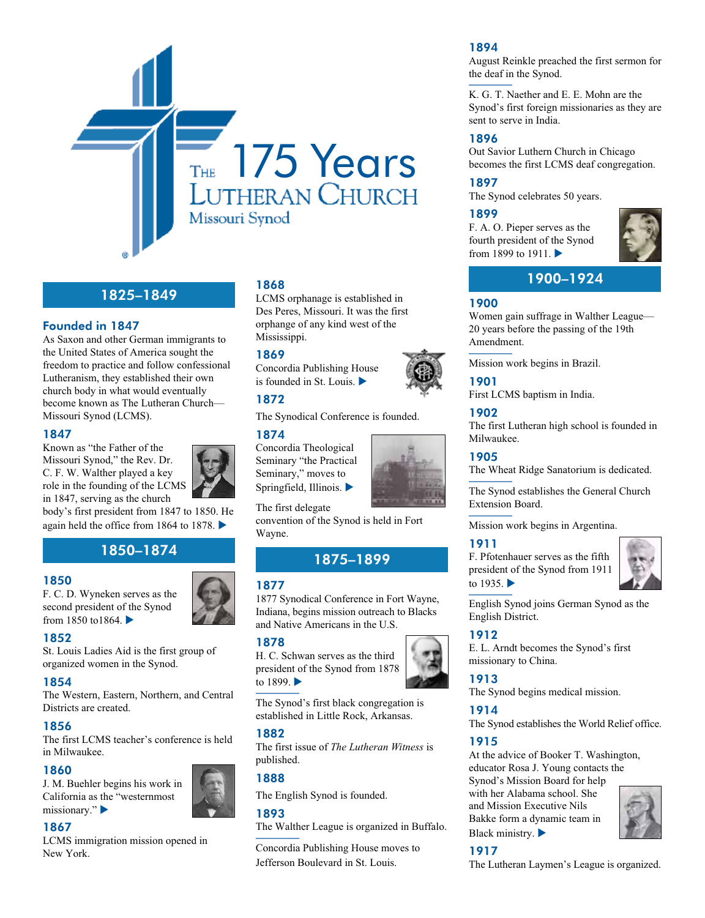# 175 Years

## The Lutheran Church Missouri Synod

## 1825–1849

### Founded in 1847

As Saxon and other German immigrants to the United States of America sought the freedom to practice and follow confessional Lutheranism, they established their own church body in what would eventually become known as The Lutheran Church—Missouri Synod (LCMS).

### 1847

Known as "the Father of the Missouri Synod," the Rev. Dr. C. F. W. Walther played a key role in the founding of the LCMS in 1847, serving as the church body's first president from 1847 to 1850. He again held the office from 1864 to 1878. ▶

## 1850–1874

### 1850

F. C. D. Wyneken serves as the second president of the Synod from 1850 to1864. ▶

### 1852

St. Louis Ladies Aid is the first group of organized women in the Synod.

### 1854

The Western, Eastern, Northern, and Central Districts are created.

### 1856

The first LCMS teacher's conference is held in Milwaukee.

### 1860

J. M. Buehler begins his work in California as the "westernmost missionary." ▶

### 1867

LCMS immigration mission opened in New York.

### 1868

LCMS orphanage is established in Des Peres, Missouri. It was the first orphange of any kind west of the Mississippi.

### 1869

Concordia Publishing House is founded in St. Louis. ▶

### 1872

The Synodical Conference is founded.

### 1874

Concordia Theological Seminary "the Practical Seminary," moves to Springfield, Illinois. ▶

The first delegate convention of the Synod is held in Fort Wayne.

## 1875–1899

### 1877

1877 Synodical Conference in Fort Wayne, Indiana, begins mission outreach to Blacks and Native Americans in the U.S.

### 1878

H. C. Schwan serves as the third president of the Synod from 1878 to 1899. ▶

The Synod's first black congregation is established in Little Rock, Arkansas.

### 1882

The first issue of *The Lutheran Witness* is published.

### 1888

The English Synod is founded.

### 1893

The Walther League is organized in Buffalo.

Concordia Publishing House moves to Jefferson Boulevard in St. Louis.

### 1894

August Reinkle preached the first sermon for the deaf in the Synod.

K. G. T. Naether and E. E. Mohn are the Synod's first foreign missionaries as they are sent to serve in India.

### 1896

Out Savior Luthern Church in Chicago becomes the first LCMS deaf congregation.

### 1897

The Synod celebrates 50 years.

### 1899

F. A. O. Pieper serves as the fourth president of the Synod from 1899 to 1911. ▶

## 1900–1924

### 1900

Women gain suffrage in Walther League—20 years before the passing of the 19th Amendment.

Mission work begins in Brazil.

### 1901

First LCMS baptism in India.

### 1902

The first Lutheran high school is founded in Milwaukee.

### 1905

The Wheat Ridge Sanatorium is dedicated.

The Synod establishes the General Church Extension Board.

Mission work begins in Argentina.

### 1911

F. Pfotenhauer serves as the fifth president of the Synod from 1911 to 1935. ▶

English Synod joins German Synod as the English District.

### 1912

E. L. Arndt becomes the Synod's first missionary to China.

### 1913

The Synod begins medical mission.

### 1914

The Synod establishes the World Relief office.

### 1915

At the advice of Booker T. Washington, educator Rosa J. Young contacts the Synod's Mission Board for help with her Alabama school. She and Mission Executive Nils Bakke form a dynamic team in Black ministry. ▶

### 1917

The Lutheran Laymen's League is organized.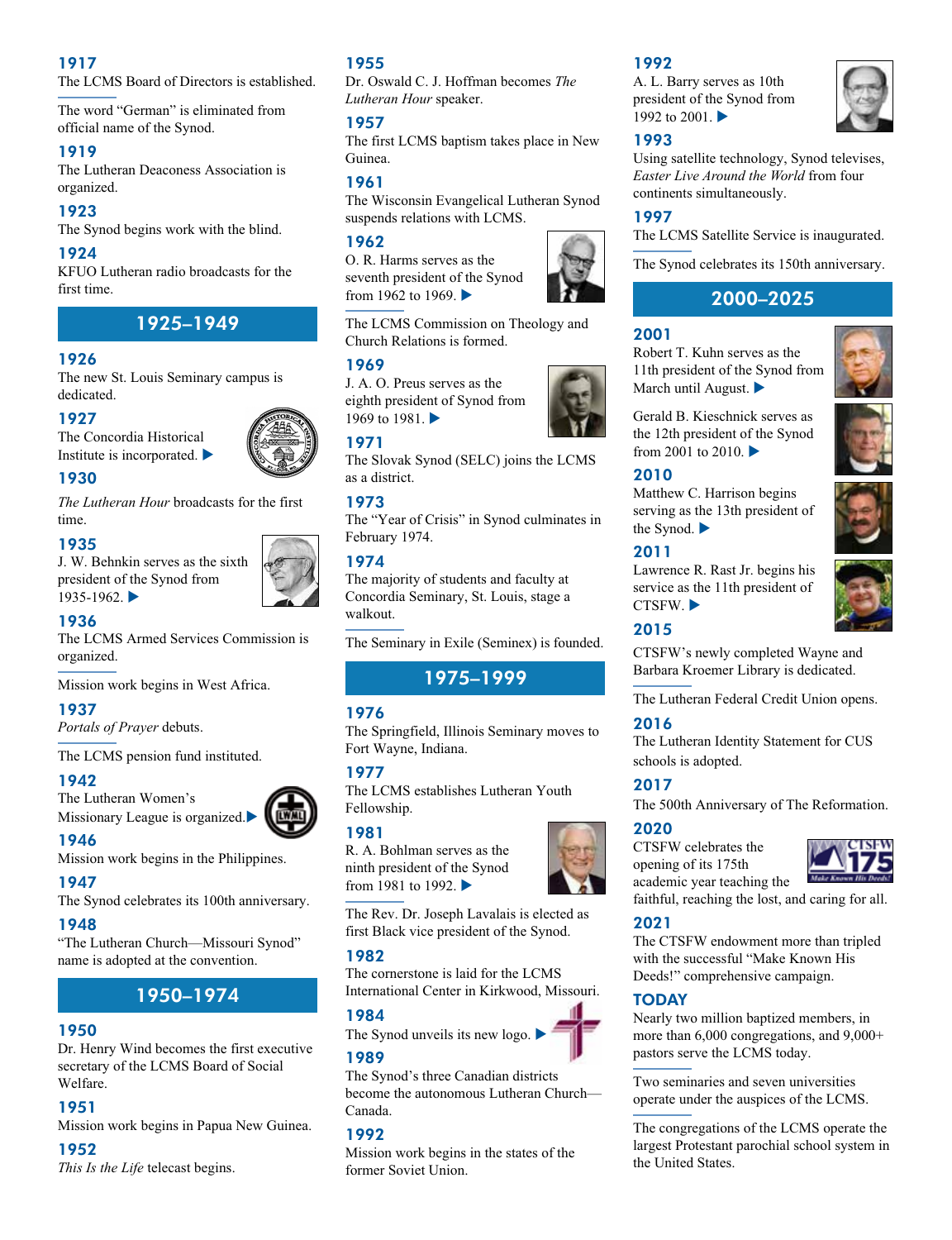**1917**
The LCMS Board of Directors is established.

The word "German" is eliminated from official name of the Synod.

**1919**
The Lutheran Deaconess Association is organized.

**1923**
The Synod begins work with the blind.

**1924**
KFUO Lutheran radio broadcasts for the first time.

## 1925–1949

**1926**
The new St. Louis Seminary campus is dedicated.

**1927**
The Concordia Historical Institute is incorporated. ▶

**1930**
*The Lutheran Hour* broadcasts for the first time.

**1935**
J. W. Behnkin serves as the sixth president of the Synod from 1935-1962. ▶

**1936**
The LCMS Armed Services Commission is organized.

Mission work begins in West Africa.

**1937**
*Portals of Prayer* debuts.

The LCMS pension fund instituted.

**1942**
The Lutheran Women's Missionary League is organized.▶

**1946**
Mission work begins in the Philippines.

**1947**
The Synod celebrates its 100th anniversary.

**1948**
"The Lutheran Church—Missouri Synod" name is adopted at the convention.

## 1950–1974

**1950**
Dr. Henry Wind becomes the first executive secretary of the LCMS Board of Social Welfare.

**1951**
Mission work begins in Papua New Guinea.

**1952**
*This Is the Life* telecast begins.

**1955**
Dr. Oswald C. J. Hoffman becomes *The Lutheran Hour* speaker.

**1957**
The first LCMS baptism takes place in New Guinea.

**1961**
The Wisconsin Evangelical Lutheran Synod suspends relations with LCMS.

**1962**
O. R. Harms serves as the seventh president of the Synod from 1962 to 1969. ▶

The LCMS Commission on Theology and Church Relations is formed.

**1969**
J. A. O. Preus serves as the eighth president of Synod from 1969 to 1981. ▶

**1971**
The Slovak Synod (SELC) joins the LCMS as a district.

**1973**
The "Year of Crisis" in Synod culminates in February 1974.

**1974**
The majority of students and faculty at Concordia Seminary, St. Louis, stage a walkout.

The Seminary in Exile (Seminex) is founded.

## 1975–1999

**1976**
The Springfield, Illinois Seminary moves to Fort Wayne, Indiana.

**1977**
The LCMS establishes Lutheran Youth Fellowship.

**1981**
R. A. Bohlman serves as the ninth president of the Synod from 1981 to 1992. ▶

The Rev. Dr. Joseph Lavalais is elected as first Black vice president of the Synod.

**1982**
The cornerstone is laid for the LCMS International Center in Kirkwood, Missouri.

**1984**
The Synod unveils its new logo. ▶

**1989**
The Synod's three Canadian districts become the autonomous Lutheran Church—Canada.

**1992**
Mission work begins in the states of the former Soviet Union.

**1992**
A. L. Barry serves as 10th president of the Synod from 1992 to 2001. ▶

**1993**
Using satellite technology, Synod televises, *Easter Live Around the World* from four continents simultaneously.

**1997**
The LCMS Satellite Service is inaugurated.

The Synod celebrates its 150th anniversary.

## 2000–2025

**2001**
Robert T. Kuhn serves as the 11th president of the Synod from March until August. ▶

Gerald B. Kieschnick serves as the 12th president of the Synod from 2001 to 2010. ▶

**2010**
Matthew C. Harrison begins serving as the 13th president of the Synod. ▶

**2011**
Lawrence R. Rast Jr. begins his service as the 11th president of CTSFW. ▶

**2015**
CTSFW's newly completed Wayne and Barbara Kroemer Library is dedicated.

The Lutheran Federal Credit Union opens.

**2016**
The Lutheran Identity Statement for CUS schools is adopted.

**2017**
The 500th Anniversary of The Reformation.

**2020**
CTSFW celebrates the opening of its 175th academic year teaching the faithful, reaching the lost, and caring for all.

**2021**
The CTSFW endowment more than tripled with the successful "Make Known His Deeds!" comprehensive campaign.

**TODAY**
Nearly two million baptized members, in more than 6,000 congregations, and 9,000+ pastors serve the LCMS today.

Two seminaries and seven universities operate under the auspices of the LCMS.

The congregations of the LCMS operate the largest Protestant parochial school system in the United States.